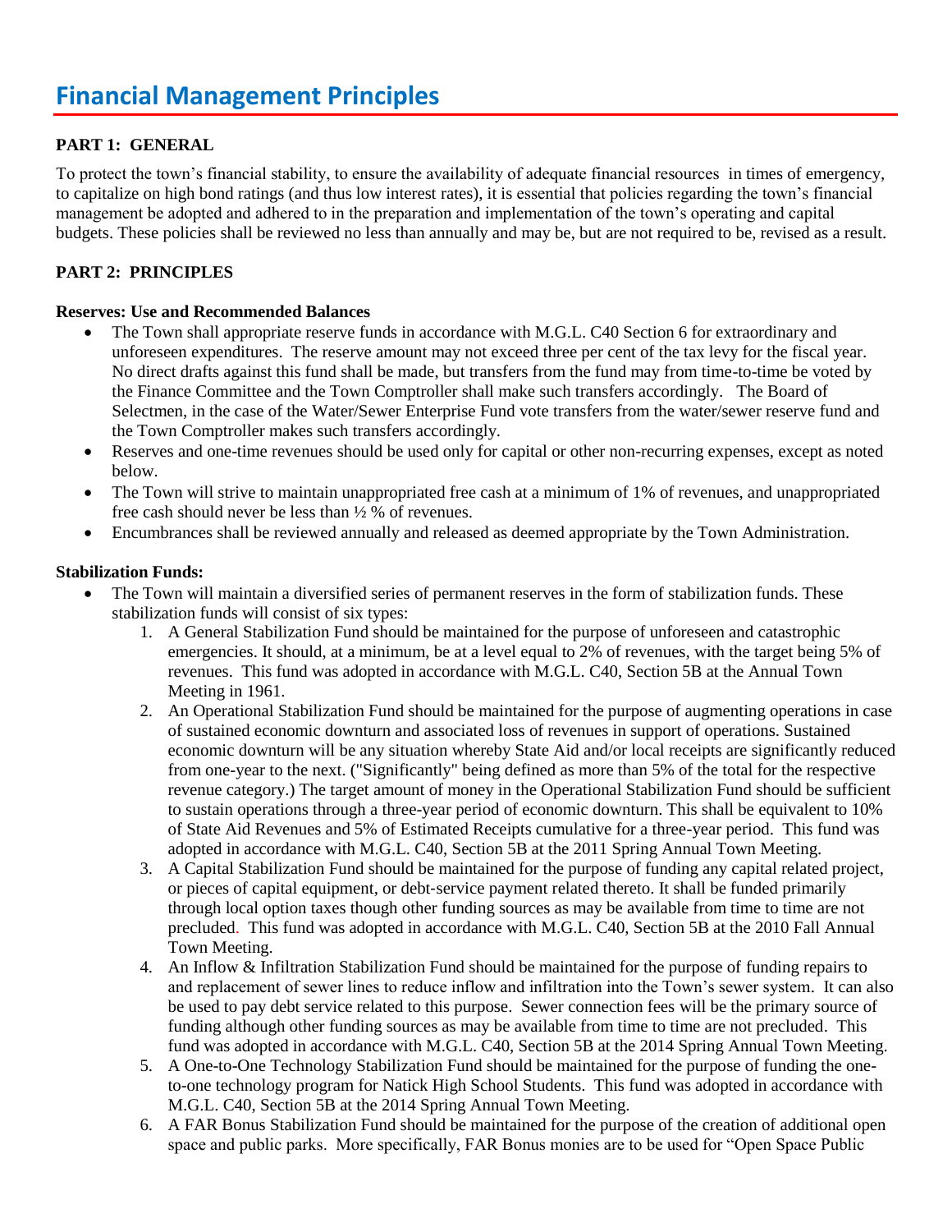# Financial Management Principles

**PART 1: GENERAL**

To protect the town's financial stability, to ensure the availability of adequate financial resources in times of emergency, to capitalize on high bond ratings (and thus low interest rates), it is essential that policies regarding the town's financial management be adopted and adhered to in the preparation and implementation of the town's operating and capital budgets. These policies shall be reviewed no less than annually and may be, but are not required to be, revised as a result.

**PART 2: PRINCIPLES**

**Reserves: Use and Recommended Balances**

- The Town shall appropriate reserve funds in accordance with M.G.L. C40 Section 6 for extraordinary and unforeseen expenditures. The reserve amount may not exceed three per cent of the tax levy for the fiscal year. No direct drafts against this fund shall be made, but transfers from the fund may from time-to-time be voted by the Finance Committee and the Town Comptroller shall make such transfers accordingly. The Board of Selectmen, in the case of the Water/Sewer Enterprise Fund vote transfers from the water/sewer reserve fund and the Town Comptroller makes such transfers accordingly.
- Reserves and one-time revenues should be used only for capital or other non-recurring expenses, except as noted below.
- The Town will strive to maintain unappropriated free cash at a minimum of 1% of revenues, and unappropriated free cash should never be less than ½ % of revenues.
- Encumbrances shall be reviewed annually and released as deemed appropriate by the Town Administration.

**Stabilization Funds:**

- The Town will maintain a diversified series of permanent reserves in the form of stabilization funds. These stabilization funds will consist of six types:
  1. A General Stabilization Fund should be maintained for the purpose of unforeseen and catastrophic emergencies. It should, at a minimum, be at a level equal to 2% of revenues, with the target being 5% of revenues. This fund was adopted in accordance with M.G.L. C40, Section 5B at the Annual Town Meeting in 1961.
  2. An Operational Stabilization Fund should be maintained for the purpose of augmenting operations in case of sustained economic downturn and associated loss of revenues in support of operations. Sustained economic downturn will be any situation whereby State Aid and/or local receipts are significantly reduced from one-year to the next. ("Significantly" being defined as more than 5% of the total for the respective revenue category.) The target amount of money in the Operational Stabilization Fund should be sufficient to sustain operations through a three-year period of economic downturn. This shall be equivalent to 10% of State Aid Revenues and 5% of Estimated Receipts cumulative for a three-year period. This fund was adopted in accordance with M.G.L. C40, Section 5B at the 2011 Spring Annual Town Meeting.
  3. A Capital Stabilization Fund should be maintained for the purpose of funding any capital related project, or pieces of capital equipment, or debt-service payment related thereto. It shall be funded primarily through local option taxes though other funding sources as may be available from time to time are not precluded. This fund was adopted in accordance with M.G.L. C40, Section 5B at the 2010 Fall Annual Town Meeting.
  4. An Inflow & Infiltration Stabilization Fund should be maintained for the purpose of funding repairs to and replacement of sewer lines to reduce inflow and infiltration into the Town's sewer system. It can also be used to pay debt service related to this purpose. Sewer connection fees will be the primary source of funding although other funding sources as may be available from time to time are not precluded. This fund was adopted in accordance with M.G.L. C40, Section 5B at the 2014 Spring Annual Town Meeting.
  5. A One-to-One Technology Stabilization Fund should be maintained for the purpose of funding the one-to-one technology program for Natick High School Students. This fund was adopted in accordance with M.G.L. C40, Section 5B at the 2014 Spring Annual Town Meeting.
  6. A FAR Bonus Stabilization Fund should be maintained for the purpose of the creation of additional open space and public parks. More specifically, FAR Bonus monies are to be used for "Open Space Public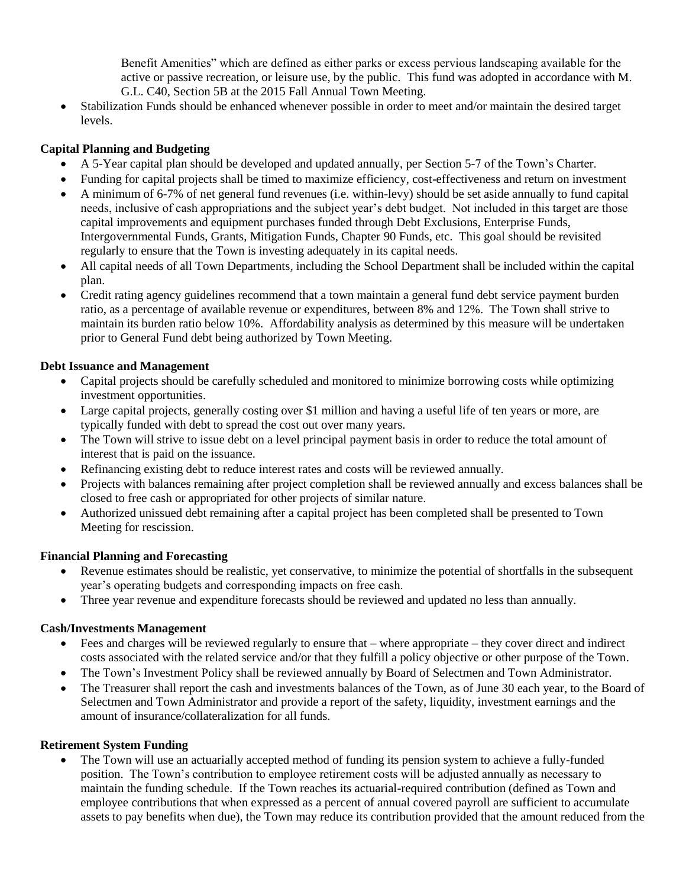Benefit Amenities" which are defined as either parks or excess pervious landscaping available for the active or passive recreation, or leisure use, by the public. This fund was adopted in accordance with M. G.L. C40, Section 5B at the 2015 Fall Annual Town Meeting.

- Stabilization Funds should be enhanced whenever possible in order to meet and/or maintain the desired target levels.

**Capital Planning and Budgeting**

- A 5-Year capital plan should be developed and updated annually, per Section 5-7 of the Town's Charter.
- Funding for capital projects shall be timed to maximize efficiency, cost-effectiveness and return on investment
- A minimum of 6-7% of net general fund revenues (i.e. within-levy) should be set aside annually to fund capital needs, inclusive of cash appropriations and the subject year's debt budget. Not included in this target are those capital improvements and equipment purchases funded through Debt Exclusions, Enterprise Funds, Intergovernmental Funds, Grants, Mitigation Funds, Chapter 90 Funds, etc. This goal should be revisited regularly to ensure that the Town is investing adequately in its capital needs.
- All capital needs of all Town Departments, including the School Department shall be included within the capital plan.
- Credit rating agency guidelines recommend that a town maintain a general fund debt service payment burden ratio, as a percentage of available revenue or expenditures, between 8% and 12%. The Town shall strive to maintain its burden ratio below 10%. Affordability analysis as determined by this measure will be undertaken prior to General Fund debt being authorized by Town Meeting.

**Debt Issuance and Management**

- Capital projects should be carefully scheduled and monitored to minimize borrowing costs while optimizing investment opportunities.
- Large capital projects, generally costing over $1 million and having a useful life of ten years or more, are typically funded with debt to spread the cost out over many years.
- The Town will strive to issue debt on a level principal payment basis in order to reduce the total amount of interest that is paid on the issuance.
- Refinancing existing debt to reduce interest rates and costs will be reviewed annually.
- Projects with balances remaining after project completion shall be reviewed annually and excess balances shall be closed to free cash or appropriated for other projects of similar nature.
- Authorized unissued debt remaining after a capital project has been completed shall be presented to Town Meeting for rescission.

**Financial Planning and Forecasting**

- Revenue estimates should be realistic, yet conservative, to minimize the potential of shortfalls in the subsequent year's operating budgets and corresponding impacts on free cash.
- Three year revenue and expenditure forecasts should be reviewed and updated no less than annually.

**Cash/Investments Management**

- Fees and charges will be reviewed regularly to ensure that – where appropriate – they cover direct and indirect costs associated with the related service and/or that they fulfill a policy objective or other purpose of the Town.
- The Town's Investment Policy shall be reviewed annually by Board of Selectmen and Town Administrator.
- The Treasurer shall report the cash and investments balances of the Town, as of June 30 each year, to the Board of Selectmen and Town Administrator and provide a report of the safety, liquidity, investment earnings and the amount of insurance/collateralization for all funds.

**Retirement System Funding**

- The Town will use an actuarially accepted method of funding its pension system to achieve a fully-funded position. The Town's contribution to employee retirement costs will be adjusted annually as necessary to maintain the funding schedule. If the Town reaches its actuarial-required contribution (defined as Town and employee contributions that when expressed as a percent of annual covered payroll are sufficient to accumulate assets to pay benefits when due), the Town may reduce its contribution provided that the amount reduced from the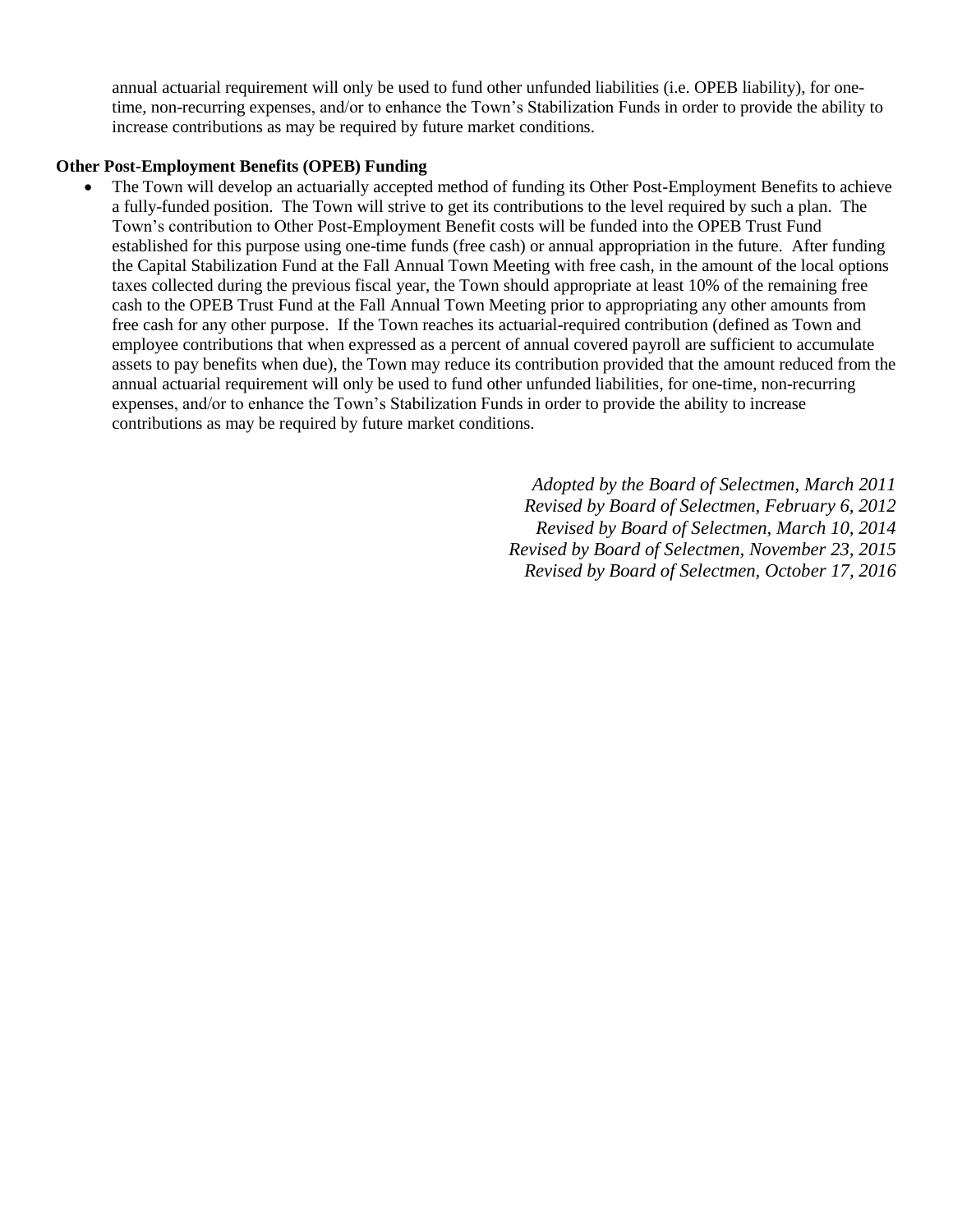annual actuarial requirement will only be used to fund other unfunded liabilities (i.e. OPEB liability), for one-time, non-recurring expenses, and/or to enhance the Town's Stabilization Funds in order to provide the ability to increase contributions as may be required by future market conditions.

**Other Post-Employment Benefits (OPEB) Funding**

- The Town will develop an actuarially accepted method of funding its Other Post-Employment Benefits to achieve a fully-funded position. The Town will strive to get its contributions to the level required by such a plan. The Town's contribution to Other Post-Employment Benefit costs will be funded into the OPEB Trust Fund established for this purpose using one-time funds (free cash) or annual appropriation in the future. After funding the Capital Stabilization Fund at the Fall Annual Town Meeting with free cash, in the amount of the local options taxes collected during the previous fiscal year, the Town should appropriate at least 10% of the remaining free cash to the OPEB Trust Fund at the Fall Annual Town Meeting prior to appropriating any other amounts from free cash for any other purpose. If the Town reaches its actuarial-required contribution (defined as Town and employee contributions that when expressed as a percent of annual covered payroll are sufficient to accumulate assets to pay benefits when due), the Town may reduce its contribution provided that the amount reduced from the annual actuarial requirement will only be used to fund other unfunded liabilities, for one-time, non-recurring expenses, and/or to enhance the Town's Stabilization Funds in order to provide the ability to increase contributions as may be required by future market conditions.

*Adopted by the Board of Selectmen, March 2011*
*Revised by Board of Selectmen, February 6, 2012*
*Revised by Board of Selectmen, March 10, 2014*
*Revised by Board of Selectmen, November 23, 2015*
*Revised by Board of Selectmen, October 17, 2016*